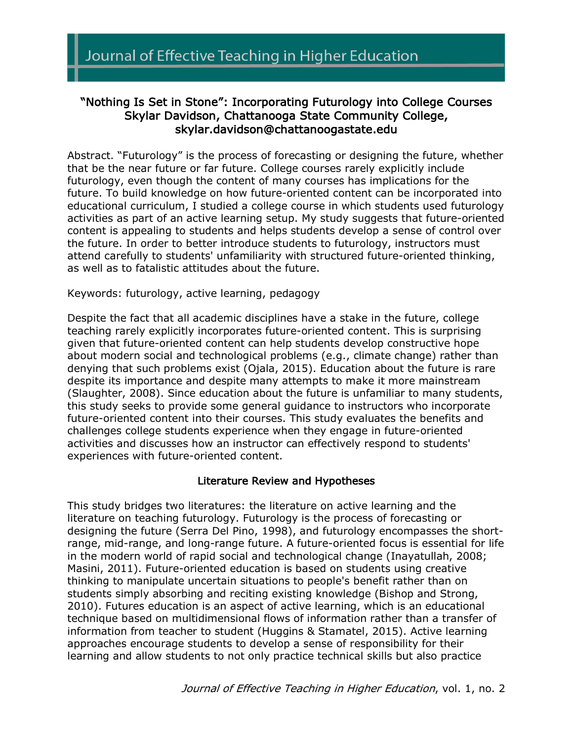# "Nothing Is Set in Stone": Incorporating Futurology into College Courses

Skylar Davidson, Chattanooga State Community College, skylar.davidson@chattanoogastate.edu

Abstract. "Futurology" is the process of forecasting or designing the future, whether that be the near future or far future. College courses rarely explicitly include futurology, even though the content of many courses has implications for the future. To build knowledge on how future-oriented content can be incorporated into educational curriculum, I studied a college course in which students used futurology activities as part of an active learning setup. My study suggests that future-oriented content is appealing to students and helps students develop a sense of control over the future. In order to better introduce students to futurology, instructors must attend carefully to students' unfamiliarity with structured future-oriented thinking, as well as to fatalistic attitudes about the future.

Keywords: futurology, active learning, pedagogy

Despite the fact that all academic disciplines have a stake in the future, college teaching rarely explicitly incorporates future-oriented content. This is surprising given that future-oriented content can help students develop constructive hope about modern social and technological problems (e.g., climate change) rather than denying that such problems exist (Ojala, 2015). Education about the future is rare despite its importance and despite many attempts to make it more mainstream (Slaughter, 2008). Since education about the future is unfamiliar to many students, this study seeks to provide some general guidance to instructors who incorporate future-oriented content into their courses. This study evaluates the benefits and challenges college students experience when they engage in future-oriented activities and discusses how an instructor can effectively respond to students' experiences with future-oriented content.

## Literature Review and Hypotheses

This study bridges two literatures: the literature on active learning and the literature on teaching futurology. Futurology is the process of forecasting or designing the future (Serra Del Pino, 1998), and futurology encompasses the short-range, mid-range, and long-range future. A future-oriented focus is essential for life in the modern world of rapid social and technological change (Inayatullah, 2008; Masini, 2011). Future-oriented education is based on students using creative thinking to manipulate uncertain situations to people's benefit rather than on students simply absorbing and reciting existing knowledge (Bishop and Strong, 2010). Futures education is an aspect of active learning, which is an educational technique based on multidimensional flows of information rather than a transfer of information from teacher to student (Huggins & Stamatel, 2015). Active learning approaches encourage students to develop a sense of responsibility for their learning and allow students to not only practice technical skills but also practice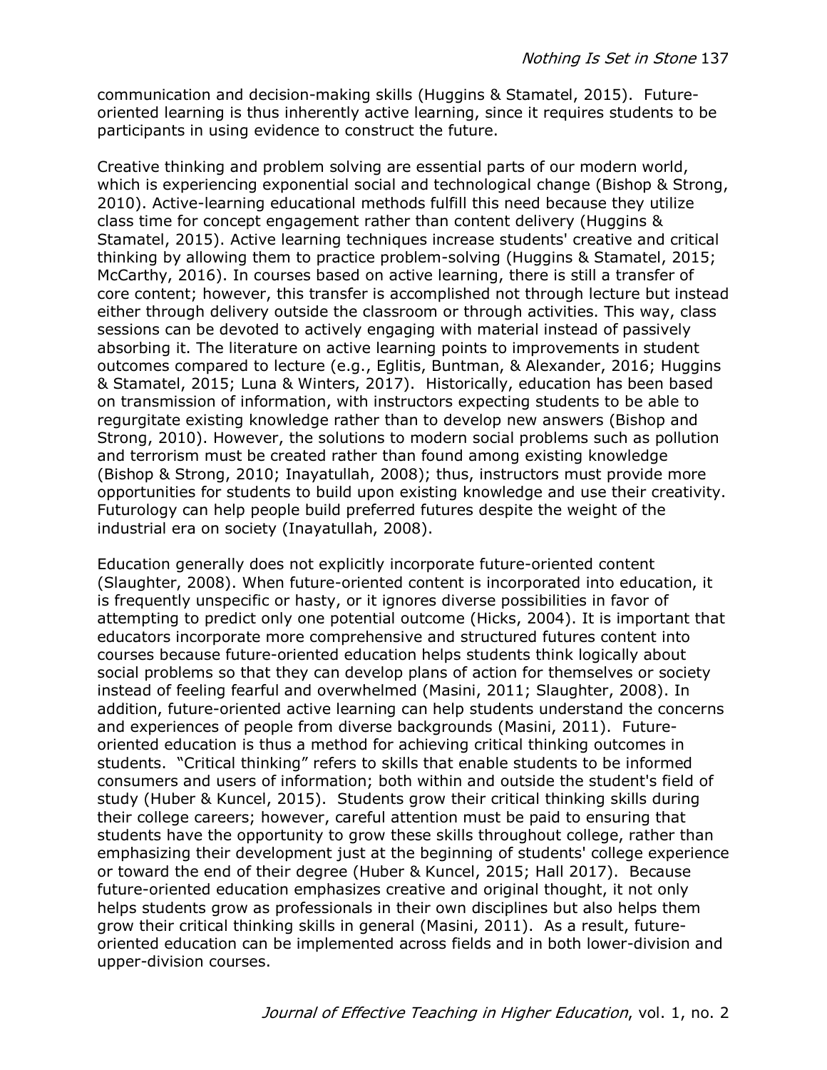communication and decision-making skills (Huggins & Stamatel, 2015). Future-oriented learning is thus inherently active learning, since it requires students to be participants in using evidence to construct the future.

Creative thinking and problem solving are essential parts of our modern world, which is experiencing exponential social and technological change (Bishop & Strong, 2010). Active-learning educational methods fulfill this need because they utilize class time for concept engagement rather than content delivery (Huggins & Stamatel, 2015). Active learning techniques increase students' creative and critical thinking by allowing them to practice problem-solving (Huggins & Stamatel, 2015; McCarthy, 2016). In courses based on active learning, there is still a transfer of core content; however, this transfer is accomplished not through lecture but instead either through delivery outside the classroom or through activities. This way, class sessions can be devoted to actively engaging with material instead of passively absorbing it. The literature on active learning points to improvements in student outcomes compared to lecture (e.g., Eglitis, Buntman, & Alexander, 2016; Huggins & Stamatel, 2015; Luna & Winters, 2017). Historically, education has been based on transmission of information, with instructors expecting students to be able to regurgitate existing knowledge rather than to develop new answers (Bishop and Strong, 2010). However, the solutions to modern social problems such as pollution and terrorism must be created rather than found among existing knowledge (Bishop & Strong, 2010; Inayatullah, 2008); thus, instructors must provide more opportunities for students to build upon existing knowledge and use their creativity. Futurology can help people build preferred futures despite the weight of the industrial era on society (Inayatullah, 2008).

Education generally does not explicitly incorporate future-oriented content (Slaughter, 2008). When future-oriented content is incorporated into education, it is frequently unspecific or hasty, or it ignores diverse possibilities in favor of attempting to predict only one potential outcome (Hicks, 2004). It is important that educators incorporate more comprehensive and structured futures content into courses because future-oriented education helps students think logically about social problems so that they can develop plans of action for themselves or society instead of feeling fearful and overwhelmed (Masini, 2011; Slaughter, 2008). In addition, future-oriented active learning can help students understand the concerns and experiences of people from diverse backgrounds (Masini, 2011). Future-oriented education is thus a method for achieving critical thinking outcomes in students. "Critical thinking" refers to skills that enable students to be informed consumers and users of information; both within and outside the student's field of study (Huber & Kuncel, 2015). Students grow their critical thinking skills during their college careers; however, careful attention must be paid to ensuring that students have the opportunity to grow these skills throughout college, rather than emphasizing their development just at the beginning of students' college experience or toward the end of their degree (Huber & Kuncel, 2015; Hall 2017). Because future-oriented education emphasizes creative and original thought, it not only helps students grow as professionals in their own disciplines but also helps them grow their critical thinking skills in general (Masini, 2011). As a result, future-oriented education can be implemented across fields and in both lower-division and upper-division courses.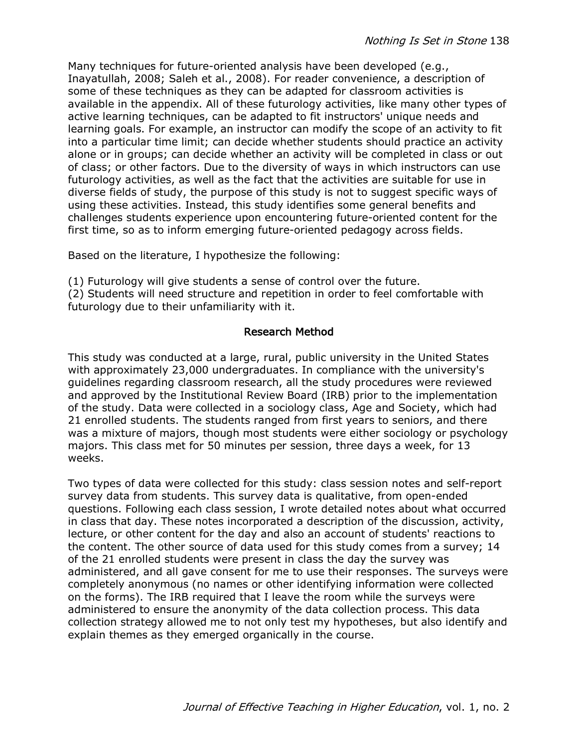Many techniques for future-oriented analysis have been developed (e.g., Inayatullah, 2008; Saleh et al., 2008). For reader convenience, a description of some of these techniques as they can be adapted for classroom activities is available in the appendix. All of these futurology activities, like many other types of active learning techniques, can be adapted to fit instructors' unique needs and learning goals. For example, an instructor can modify the scope of an activity to fit into a particular time limit; can decide whether students should practice an activity alone or in groups; can decide whether an activity will be completed in class or out of class; or other factors. Due to the diversity of ways in which instructors can use futurology activities, as well as the fact that the activities are suitable for use in diverse fields of study, the purpose of this study is not to suggest specific ways of using these activities. Instead, this study identifies some general benefits and challenges students experience upon encountering future-oriented content for the first time, so as to inform emerging future-oriented pedagogy across fields.

Based on the literature, I hypothesize the following:

(1) Futurology will give students a sense of control over the future.
(2) Students will need structure and repetition in order to feel comfortable with futurology due to their unfamiliarity with it.

## Research Method

This study was conducted at a large, rural, public university in the United States with approximately 23,000 undergraduates. In compliance with the university's guidelines regarding classroom research, all the study procedures were reviewed and approved by the Institutional Review Board (IRB) prior to the implementation of the study. Data were collected in a sociology class, Age and Society, which had 21 enrolled students. The students ranged from first years to seniors, and there was a mixture of majors, though most students were either sociology or psychology majors. This class met for 50 minutes per session, three days a week, for 13 weeks.

Two types of data were collected for this study: class session notes and self-report survey data from students. This survey data is qualitative, from open-ended questions. Following each class session, I wrote detailed notes about what occurred in class that day. These notes incorporated a description of the discussion, activity, lecture, or other content for the day and also an account of students' reactions to the content. The other source of data used for this study comes from a survey; 14 of the 21 enrolled students were present in class the day the survey was administered, and all gave consent for me to use their responses. The surveys were completely anonymous (no names or other identifying information were collected on the forms). The IRB required that I leave the room while the surveys were administered to ensure the anonymity of the data collection process. This data collection strategy allowed me to not only test my hypotheses, but also identify and explain themes as they emerged organically in the course.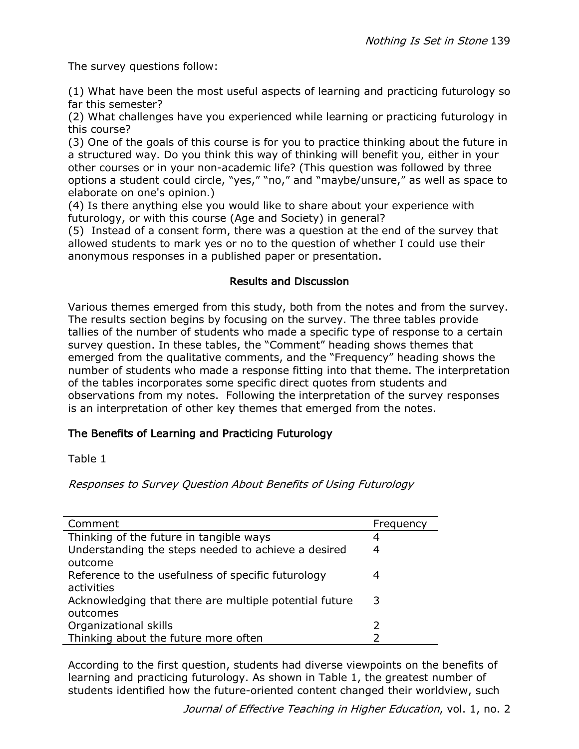The survey questions follow:

(1) What have been the most useful aspects of learning and practicing futurology so far this semester?
(2) What challenges have you experienced while learning or practicing futurology in this course?
(3) One of the goals of this course is for you to practice thinking about the future in a structured way. Do you think this way of thinking will benefit you, either in your other courses or in your non-academic life? (This question was followed by three options a student could circle, "yes," "no," and "maybe/unsure," as well as space to elaborate on one's opinion.)
(4) Is there anything else you would like to share about your experience with futurology, or with this course (Age and Society) in general?
(5) Instead of a consent form, there was a question at the end of the survey that allowed students to mark yes or no to the question of whether I could use their anonymous responses in a published paper or presentation.

## Results and Discussion

Various themes emerged from this study, both from the notes and from the survey. The results section begins by focusing on the survey. The three tables provide tallies of the number of students who made a specific type of response to a certain survey question. In these tables, the "Comment" heading shows themes that emerged from the qualitative comments, and the "Frequency" heading shows the number of students who made a response fitting into that theme. The interpretation of the tables incorporates some specific direct quotes from students and observations from my notes. Following the interpretation of the survey responses is an interpretation of other key themes that emerged from the notes.

### The Benefits of Learning and Practicing Futurology

Table 1

*Responses to Survey Question About Benefits of Using Futurology*

| Comment | Frequency |
|---|---|
| Thinking of the future in tangible ways | 4 |
| Understanding the steps needed to achieve a desired outcome | 4 |
| Reference to the usefulness of specific futurology activities | 4 |
| Acknowledging that there are multiple potential future outcomes | 3 |
| Organizational skills | 2 |
| Thinking about the future more often | 2 |

According to the first question, students had diverse viewpoints on the benefits of learning and practicing futurology. As shown in Table 1, the greatest number of students identified how the future-oriented content changed their worldview, such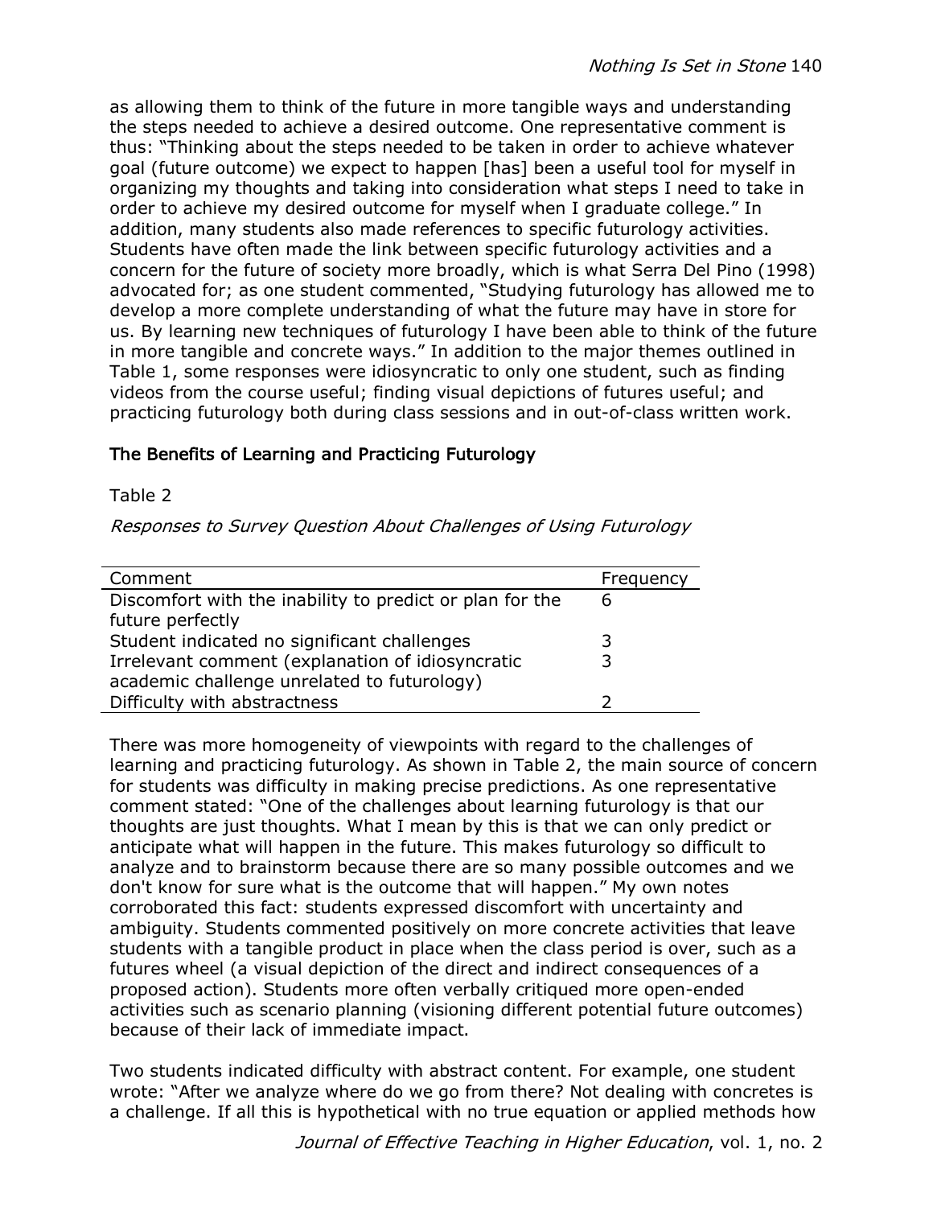as allowing them to think of the future in more tangible ways and understanding the steps needed to achieve a desired outcome. One representative comment is thus: "Thinking about the steps needed to be taken in order to achieve whatever goal (future outcome) we expect to happen [has] been a useful tool for myself in organizing my thoughts and taking into consideration what steps I need to take in order to achieve my desired outcome for myself when I graduate college." In addition, many students also made references to specific futurology activities. Students have often made the link between specific futurology activities and a concern for the future of society more broadly, which is what Serra Del Pino (1998) advocated for; as one student commented, "Studying futurology has allowed me to develop a more complete understanding of what the future may have in store for us. By learning new techniques of futurology I have been able to think of the future in more tangible and concrete ways." In addition to the major themes outlined in Table 1, some responses were idiosyncratic to only one student, such as finding videos from the course useful; finding visual depictions of futures useful; and practicing futurology both during class sessions and in out-of-class written work.

## The Benefits of Learning and Practicing Futurology

Table 2

*Responses to Survey Question About Challenges of Using Futurology*

| Comment | Frequency |
|---|---|
| Discomfort with the inability to predict or plan for the future perfectly | 6 |
| Student indicated no significant challenges | 3 |
| Irrelevant comment (explanation of idiosyncratic academic challenge unrelated to futurology) | 3 |
| Difficulty with abstractness | 2 |

There was more homogeneity of viewpoints with regard to the challenges of learning and practicing futurology. As shown in Table 2, the main source of concern for students was difficulty in making precise predictions. As one representative comment stated: "One of the challenges about learning futurology is that our thoughts are just thoughts. What I mean by this is that we can only predict or anticipate what will happen in the future. This makes futurology so difficult to analyze and to brainstorm because there are so many possible outcomes and we don't know for sure what is the outcome that will happen." My own notes corroborated this fact: students expressed discomfort with uncertainty and ambiguity. Students commented positively on more concrete activities that leave students with a tangible product in place when the class period is over, such as a futures wheel (a visual depiction of the direct and indirect consequences of a proposed action). Students more often verbally critiqued more open-ended activities such as scenario planning (visioning different potential future outcomes) because of their lack of immediate impact.

Two students indicated difficulty with abstract content. For example, one student wrote: "After we analyze where do we go from there? Not dealing with concretes is a challenge. If all this is hypothetical with no true equation or applied methods how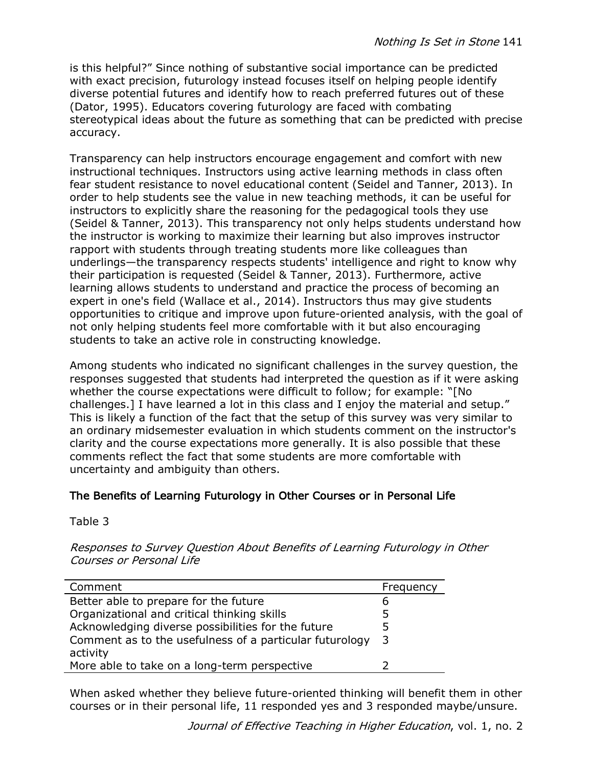is this helpful?" Since nothing of substantive social importance can be predicted with exact precision, futurology instead focuses itself on helping people identify diverse potential futures and identify how to reach preferred futures out of these (Dator, 1995). Educators covering futurology are faced with combating stereotypical ideas about the future as something that can be predicted with precise accuracy.

Transparency can help instructors encourage engagement and comfort with new instructional techniques. Instructors using active learning methods in class often fear student resistance to novel educational content (Seidel and Tanner, 2013). In order to help students see the value in new teaching methods, it can be useful for instructors to explicitly share the reasoning for the pedagogical tools they use (Seidel & Tanner, 2013). This transparency not only helps students understand how the instructor is working to maximize their learning but also improves instructor rapport with students through treating students more like colleagues than underlings—the transparency respects students' intelligence and right to know why their participation is requested (Seidel & Tanner, 2013). Furthermore, active learning allows students to understand and practice the process of becoming an expert in one's field (Wallace et al., 2014). Instructors thus may give students opportunities to critique and improve upon future-oriented analysis, with the goal of not only helping students feel more comfortable with it but also encouraging students to take an active role in constructing knowledge.

Among students who indicated no significant challenges in the survey question, the responses suggested that students had interpreted the question as if it were asking whether the course expectations were difficult to follow; for example: "[No challenges.] I have learned a lot in this class and I enjoy the material and setup." This is likely a function of the fact that the setup of this survey was very similar to an ordinary midsemester evaluation in which students comment on the instructor's clarity and the course expectations more generally. It is also possible that these comments reflect the fact that some students are more comfortable with uncertainty and ambiguity than others.

## The Benefits of Learning Futurology in Other Courses or in Personal Life

Table 3

*Responses to Survey Question About Benefits of Learning Futurology in Other Courses or Personal Life*

| Comment | Frequency |
|---|---|
| Better able to prepare for the future | 6 |
| Organizational and critical thinking skills | 5 |
| Acknowledging diverse possibilities for the future | 5 |
| Comment as to the usefulness of a particular futurology activity | 3 |
| More able to take on a long-term perspective | 2 |

When asked whether they believe future-oriented thinking will benefit them in other courses or in their personal life, 11 responded yes and 3 responded maybe/unsure.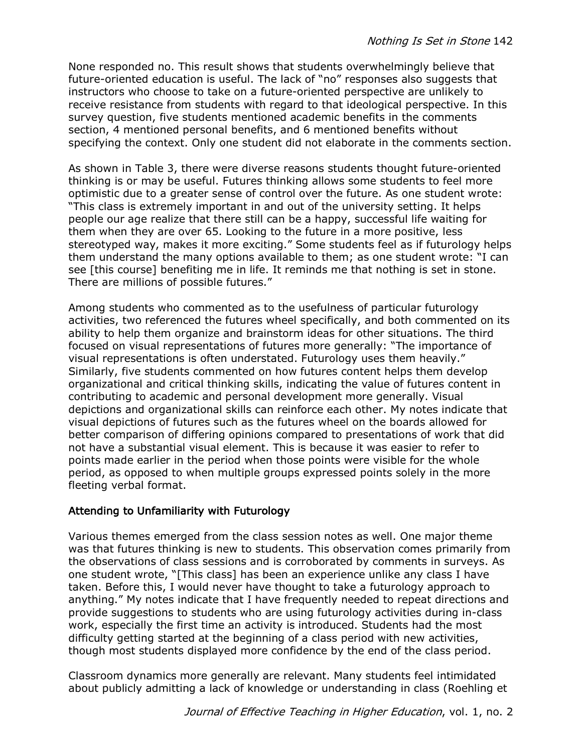None responded no. This result shows that students overwhelmingly believe that future-oriented education is useful. The lack of "no" responses also suggests that instructors who choose to take on a future-oriented perspective are unlikely to receive resistance from students with regard to that ideological perspective. In this survey question, five students mentioned academic benefits in the comments section, 4 mentioned personal benefits, and 6 mentioned benefits without specifying the context. Only one student did not elaborate in the comments section.

As shown in Table 3, there were diverse reasons students thought future-oriented thinking is or may be useful. Futures thinking allows some students to feel more optimistic due to a greater sense of control over the future. As one student wrote: "This class is extremely important in and out of the university setting. It helps people our age realize that there still can be a happy, successful life waiting for them when they are over 65. Looking to the future in a more positive, less stereotyped way, makes it more exciting." Some students feel as if futurology helps them understand the many options available to them; as one student wrote: "I can see [this course] benefiting me in life. It reminds me that nothing is set in stone. There are millions of possible futures."

Among students who commented as to the usefulness of particular futurology activities, two referenced the futures wheel specifically, and both commented on its ability to help them organize and brainstorm ideas for other situations. The third focused on visual representations of futures more generally: "The importance of visual representations is often understated. Futurology uses them heavily." Similarly, five students commented on how futures content helps them develop organizational and critical thinking skills, indicating the value of futures content in contributing to academic and personal development more generally. Visual depictions and organizational skills can reinforce each other. My notes indicate that visual depictions of futures such as the futures wheel on the boards allowed for better comparison of differing opinions compared to presentations of work that did not have a substantial visual element. This is because it was easier to refer to points made earlier in the period when those points were visible for the whole period, as opposed to when multiple groups expressed points solely in the more fleeting verbal format.

### Attending to Unfamiliarity with Futurology

Various themes emerged from the class session notes as well. One major theme was that futures thinking is new to students. This observation comes primarily from the observations of class sessions and is corroborated by comments in surveys. As one student wrote, "[This class] has been an experience unlike any class I have taken. Before this, I would never have thought to take a futurology approach to anything." My notes indicate that I have frequently needed to repeat directions and provide suggestions to students who are using futurology activities during in-class work, especially the first time an activity is introduced. Students had the most difficulty getting started at the beginning of a class period with new activities, though most students displayed more confidence by the end of the class period.

Classroom dynamics more generally are relevant. Many students feel intimidated about publicly admitting a lack of knowledge or understanding in class (Roehling et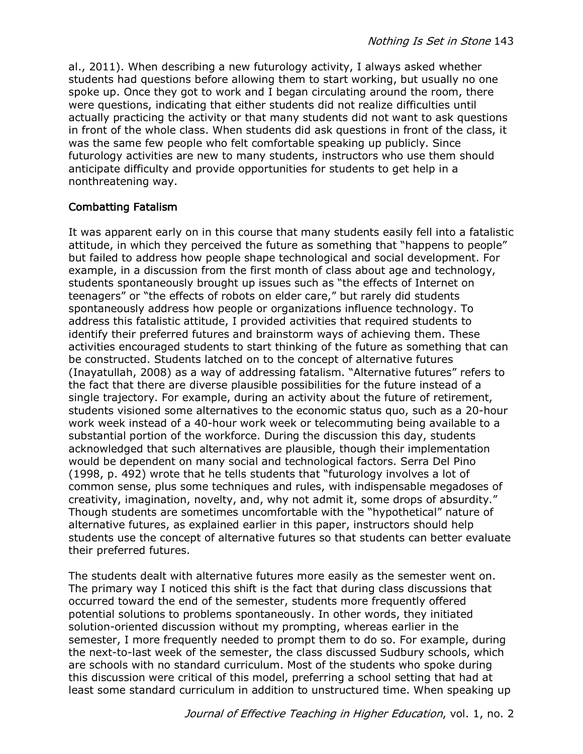al., 2011). When describing a new futurology activity, I always asked whether students had questions before allowing them to start working, but usually no one spoke up. Once they got to work and I began circulating around the room, there were questions, indicating that either students did not realize difficulties until actually practicing the activity or that many students did not want to ask questions in front of the whole class. When students did ask questions in front of the class, it was the same few people who felt comfortable speaking up publicly. Since futurology activities are new to many students, instructors who use them should anticipate difficulty and provide opportunities for students to get help in a nonthreatening way.

## Combatting Fatalism

It was apparent early on in this course that many students easily fell into a fatalistic attitude, in which they perceived the future as something that "happens to people" but failed to address how people shape technological and social development. For example, in a discussion from the first month of class about age and technology, students spontaneously brought up issues such as "the effects of Internet on teenagers" or "the effects of robots on elder care," but rarely did students spontaneously address how people or organizations influence technology. To address this fatalistic attitude, I provided activities that required students to identify their preferred futures and brainstorm ways of achieving them. These activities encouraged students to start thinking of the future as something that can be constructed. Students latched on to the concept of alternative futures (Inayatullah, 2008) as a way of addressing fatalism. "Alternative futures" refers to the fact that there are diverse plausible possibilities for the future instead of a single trajectory. For example, during an activity about the future of retirement, students visioned some alternatives to the economic status quo, such as a 20-hour work week instead of a 40-hour work week or telecommuting being available to a substantial portion of the workforce. During the discussion this day, students acknowledged that such alternatives are plausible, though their implementation would be dependent on many social and technological factors. Serra Del Pino (1998, p. 492) wrote that he tells students that "futurology involves a lot of common sense, plus some techniques and rules, with indispensable megadoses of creativity, imagination, novelty, and, why not admit it, some drops of absurdity." Though students are sometimes uncomfortable with the "hypothetical" nature of alternative futures, as explained earlier in this paper, instructors should help students use the concept of alternative futures so that students can better evaluate their preferred futures.

The students dealt with alternative futures more easily as the semester went on. The primary way I noticed this shift is the fact that during class discussions that occurred toward the end of the semester, students more frequently offered potential solutions to problems spontaneously. In other words, they initiated solution-oriented discussion without my prompting, whereas earlier in the semester, I more frequently needed to prompt them to do so. For example, during the next-to-last week of the semester, the class discussed Sudbury schools, which are schools with no standard curriculum. Most of the students who spoke during this discussion were critical of this model, preferring a school setting that had at least some standard curriculum in addition to unstructured time. When speaking up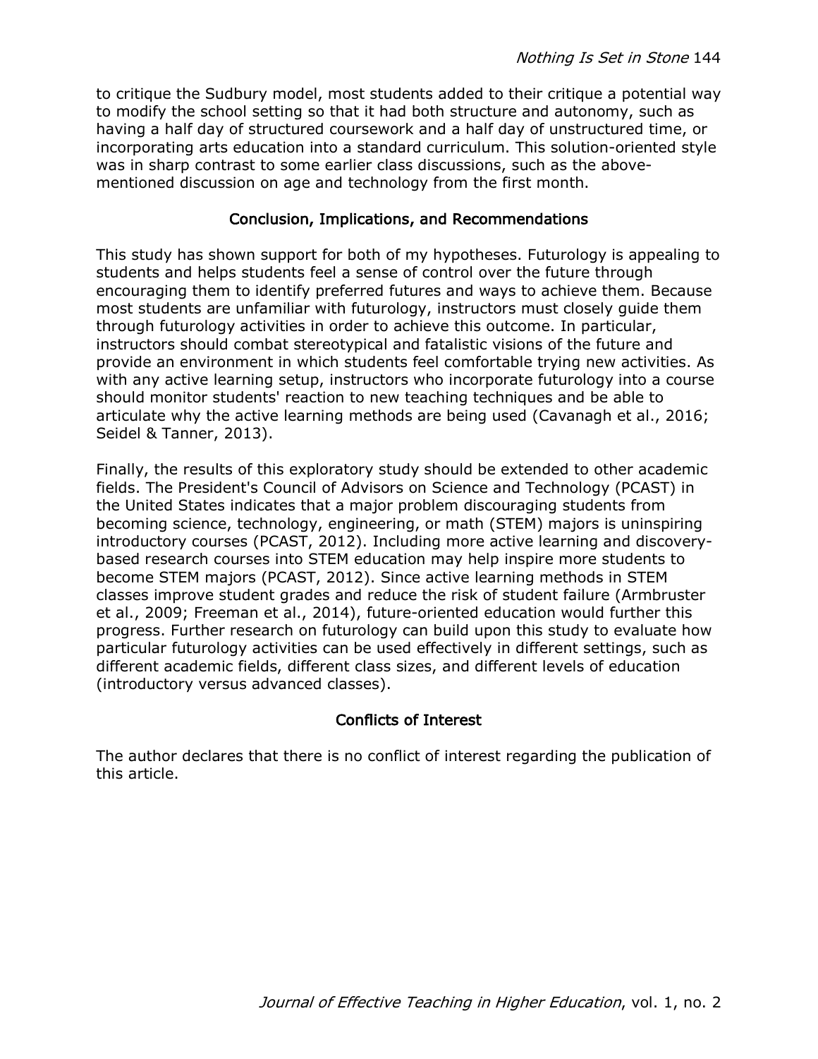to critique the Sudbury model, most students added to their critique a potential way to modify the school setting so that it had both structure and autonomy, such as having a half day of structured coursework and a half day of unstructured time, or incorporating arts education into a standard curriculum. This solution-oriented style was in sharp contrast to some earlier class discussions, such as the above-mentioned discussion on age and technology from the first month.

## Conclusion, Implications, and Recommendations

This study has shown support for both of my hypotheses. Futurology is appealing to students and helps students feel a sense of control over the future through encouraging them to identify preferred futures and ways to achieve them. Because most students are unfamiliar with futurology, instructors must closely guide them through futurology activities in order to achieve this outcome. In particular, instructors should combat stereotypical and fatalistic visions of the future and provide an environment in which students feel comfortable trying new activities. As with any active learning setup, instructors who incorporate futurology into a course should monitor students' reaction to new teaching techniques and be able to articulate why the active learning methods are being used (Cavanagh et al., 2016; Seidel & Tanner, 2013).

Finally, the results of this exploratory study should be extended to other academic fields. The President's Council of Advisors on Science and Technology (PCAST) in the United States indicates that a major problem discouraging students from becoming science, technology, engineering, or math (STEM) majors is uninspiring introductory courses (PCAST, 2012). Including more active learning and discovery-based research courses into STEM education may help inspire more students to become STEM majors (PCAST, 2012). Since active learning methods in STEM classes improve student grades and reduce the risk of student failure (Armbruster et al., 2009; Freeman et al., 2014), future-oriented education would further this progress. Further research on futurology can build upon this study to evaluate how particular futurology activities can be used effectively in different settings, such as different academic fields, different class sizes, and different levels of education (introductory versus advanced classes).

## Conflicts of Interest

The author declares that there is no conflict of interest regarding the publication of this article.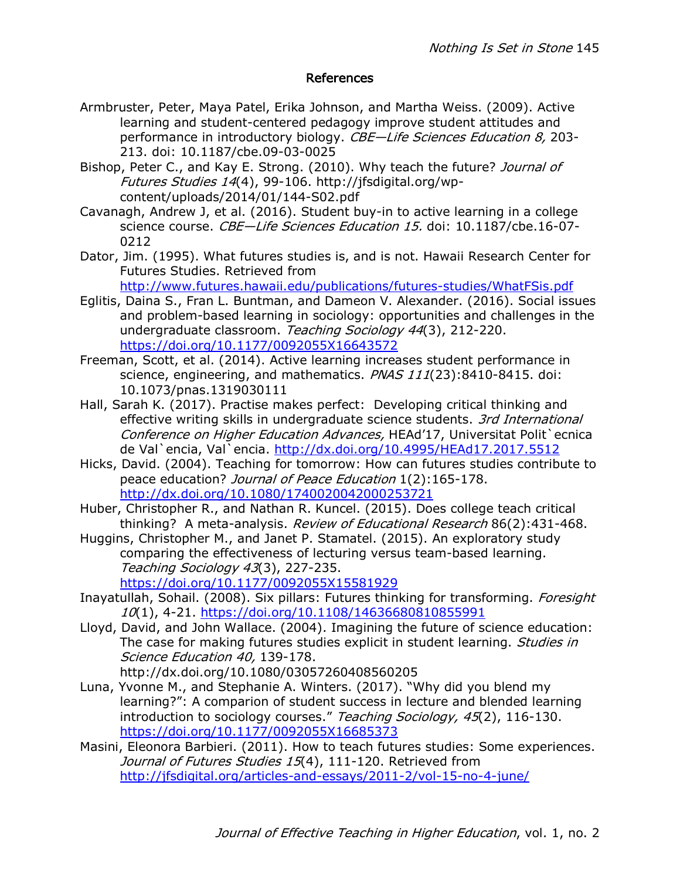## References

Armbruster, Peter, Maya Patel, Erika Johnson, and Martha Weiss. (2009). Active learning and student-centered pedagogy improve student attitudes and performance in introductory biology. *CBE—Life Sciences Education 8,* 203-213. doi: 10.1187/cbe.09-03-0025

Bishop, Peter C., and Kay E. Strong. (2010). Why teach the future? *Journal of Futures Studies 14*(4), 99-106. http://jfsdigital.org/wp-content/uploads/2014/01/144-S02.pdf

Cavanagh, Andrew J, et al. (2016). Student buy-in to active learning in a college science course. *CBE—Life Sciences Education 15.* doi: 10.1187/cbe.16-07-0212

Dator, Jim. (1995). What futures studies is, and is not. Hawaii Research Center for Futures Studies. Retrieved from http://www.futures.hawaii.edu/publications/futures-studies/WhatFSis.pdf

Eglitis, Daina S., Fran L. Buntman, and Dameon V. Alexander. (2016). Social issues and problem-based learning in sociology: opportunities and challenges in the undergraduate classroom. *Teaching Sociology 44*(3), 212-220. https://doi.org/10.1177/0092055X16643572

Freeman, Scott, et al. (2014). Active learning increases student performance in science, engineering, and mathematics. *PNAS 111*(23):8410-8415. doi: 10.1073/pnas.1319030111

Hall, Sarah K. (2017). Practise makes perfect: Developing critical thinking and effective writing skills in undergraduate science students. *3rd International Conference on Higher Education Advances,* HEAd'17, Universitat Polit`ecnica de Val`encia, Val`encia. http://dx.doi.org/10.4995/HEAd17.2017.5512

Hicks, David. (2004). Teaching for tomorrow: How can futures studies contribute to peace education? *Journal of Peace Education* 1(2):165-178. http://dx.doi.org/10.1080/1740020042000253721

Huber, Christopher R., and Nathan R. Kuncel. (2015). Does college teach critical thinking? A meta-analysis. *Review of Educational Research* 86(2):431-468.

Huggins, Christopher M., and Janet P. Stamatel. (2015). An exploratory study comparing the effectiveness of lecturing versus team-based learning. *Teaching Sociology 43*(3), 227-235. https://doi.org/10.1177/0092055X15581929

Inayatullah, Sohail. (2008). Six pillars: Futures thinking for transforming. *Foresight 10*(1), 4-21. https://doi.org/10.1108/14636680810855991

Lloyd, David, and John Wallace. (2004). Imagining the future of science education: The case for making futures studies explicit in student learning. *Studies in Science Education 40,* 139-178. http://dx.doi.org/10.1080/03057260408560205

Luna, Yvonne M., and Stephanie A. Winters. (2017). "Why did you blend my learning?": A comparion of student success in lecture and blended learning introduction to sociology courses." *Teaching Sociology, 45*(2), 116-130. https://doi.org/10.1177/0092055X16685373

Masini, Eleonora Barbieri. (2011). How to teach futures studies: Some experiences. *Journal of Futures Studies 15*(4), 111-120. Retrieved from http://jfsdigital.org/articles-and-essays/2011-2/vol-15-no-4-june/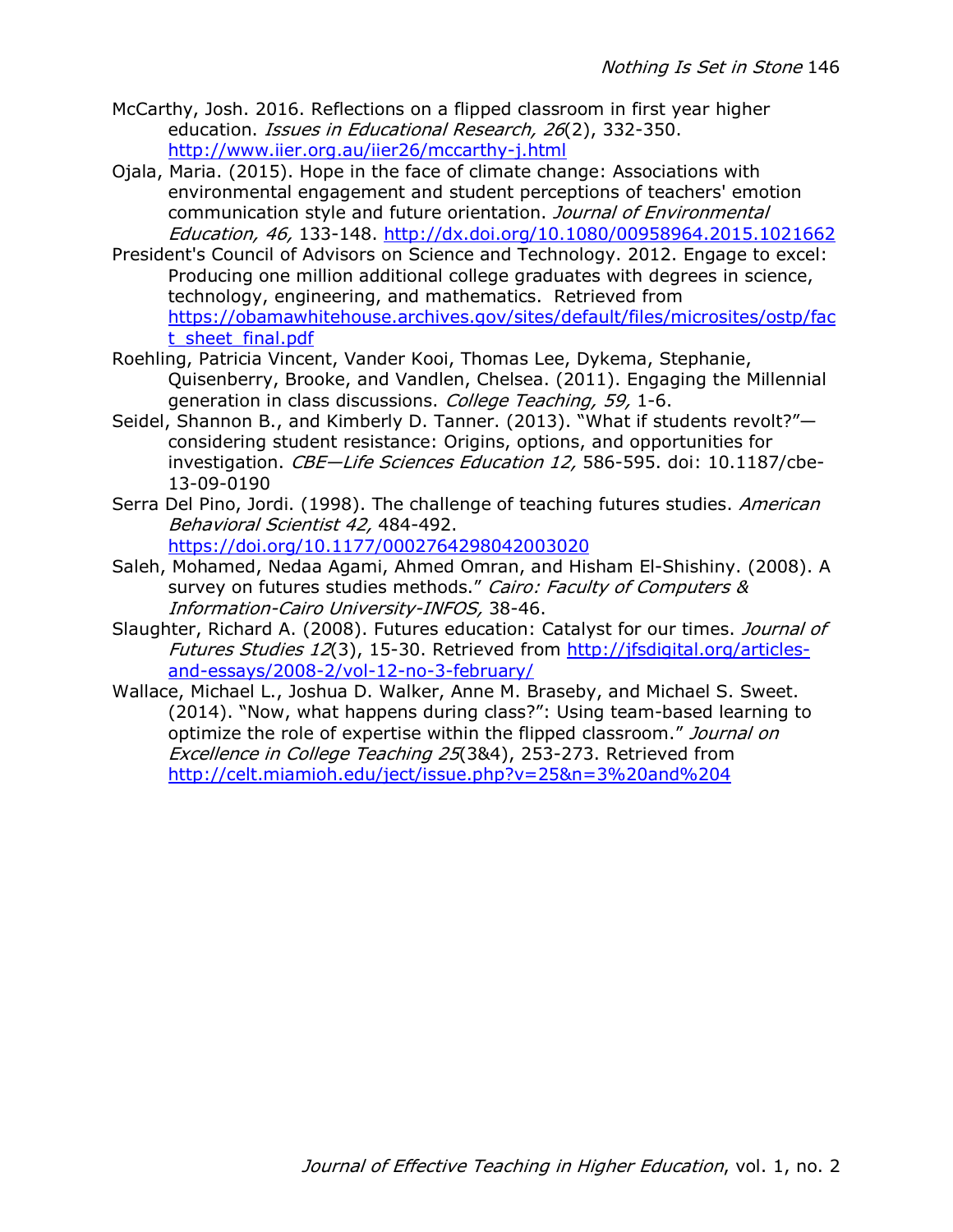McCarthy, Josh. 2016. Reflections on a flipped classroom in first year higher education. *Issues in Educational Research, 26*(2), 332-350. http://www.iier.org.au/iier26/mccarthy-j.html

Ojala, Maria. (2015). Hope in the face of climate change: Associations with environmental engagement and student perceptions of teachers' emotion communication style and future orientation. *Journal of Environmental Education, 46,* 133-148. http://dx.doi.org/10.1080/00958964.2015.1021662

President's Council of Advisors on Science and Technology. 2012. Engage to excel: Producing one million additional college graduates with degrees in science, technology, engineering, and mathematics. Retrieved from https://obamawhitehouse.archives.gov/sites/default/files/microsites/ostp/fact_sheet_final.pdf

Roehling, Patricia Vincent, Vander Kooi, Thomas Lee, Dykema, Stephanie, Quisenberry, Brooke, and Vandlen, Chelsea. (2011). Engaging the Millennial generation in class discussions. *College Teaching, 59,* 1-6.

Seidel, Shannon B., and Kimberly D. Tanner. (2013). "What if students revolt?"—considering student resistance: Origins, options, and opportunities for investigation. *CBE—Life Sciences Education 12,* 586-595. doi: 10.1187/cbe-13-09-0190

Serra Del Pino, Jordi. (1998). The challenge of teaching futures studies. *American Behavioral Scientist 42,* 484-492. https://doi.org/10.1177/0002764298042003020

Saleh, Mohamed, Nedaa Agami, Ahmed Omran, and Hisham El-Shishiny. (2008). A survey on futures studies methods." *Cairo: Faculty of Computers & Information-Cairo University-INFOS,* 38-46.

Slaughter, Richard A. (2008). Futures education: Catalyst for our times. *Journal of Futures Studies 12*(3), 15-30. Retrieved from http://jfsdigital.org/articles-and-essays/2008-2/vol-12-no-3-february/

Wallace, Michael L., Joshua D. Walker, Anne M. Braseby, and Michael S. Sweet. (2014). "Now, what happens during class?": Using team-based learning to optimize the role of expertise within the flipped classroom." *Journal on Excellence in College Teaching 25*(3&4), 253-273. Retrieved from http://celt.miamioh.edu/ject/issue.php?v=25&n=3%20and%204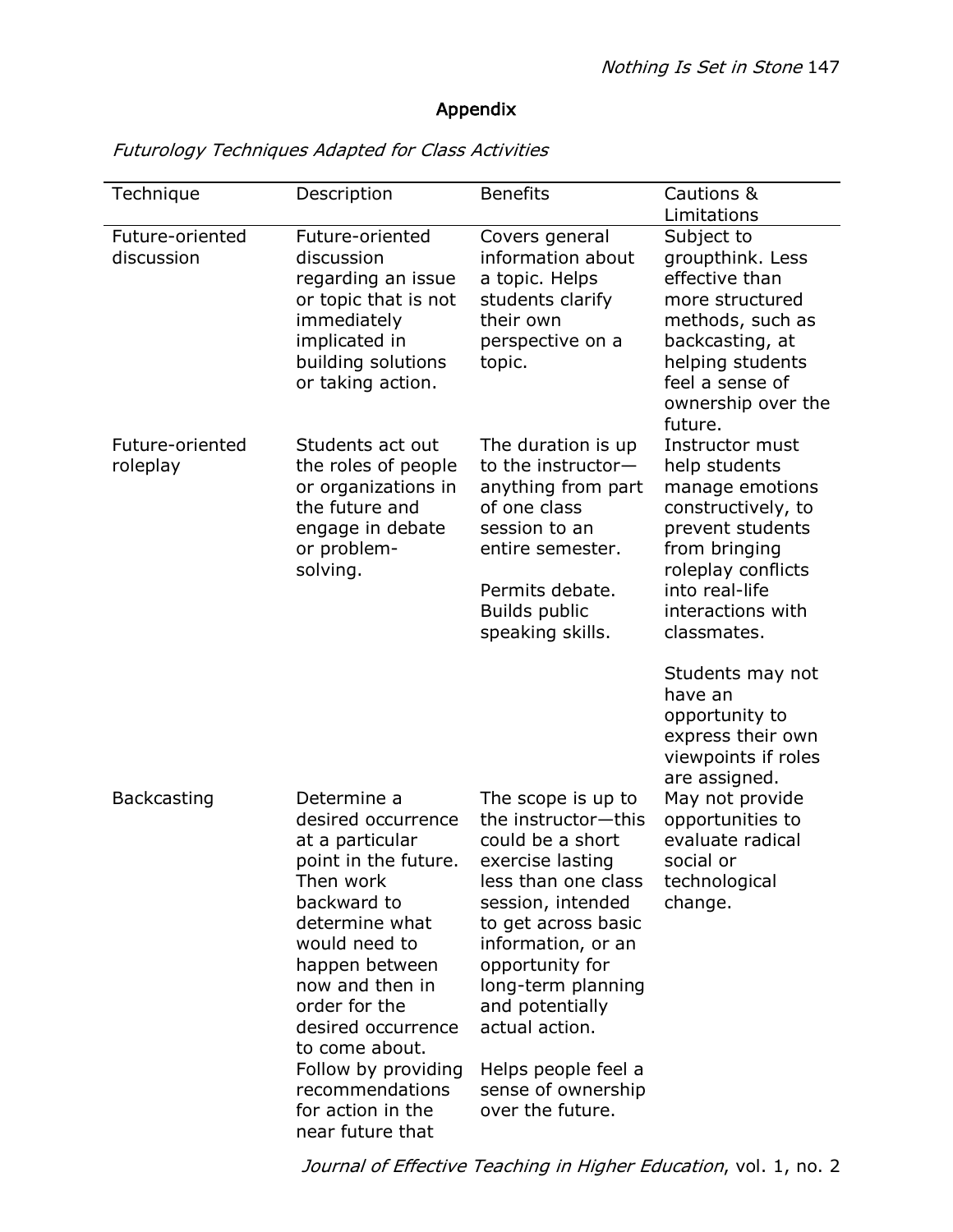## Appendix

*Futurology Techniques Adapted for Class Activities*

| Technique | Description | Benefits | Cautions & Limitations |
| --- | --- | --- | --- |
| Future-oriented discussion | Future-oriented discussion regarding an issue or topic that is not immediately implicated in building solutions or taking action. | Covers general information about a topic. Helps students clarify their own perspective on a topic. | Subject to groupthink. Less effective than more structured methods, such as backcasting, at helping students feel a sense of ownership over the future. |
| Future-oriented roleplay | Students act out the roles of people or organizations in the future and engage in debate or problem-solving. | The duration is up to the instructor—anything from part of one class session to an entire semester.<br><br>Permits debate. Builds public speaking skills. | Instructor must help students manage emotions constructively, to prevent students from bringing roleplay conflicts into real-life interactions with classmates.<br><br>Students may not have an opportunity to express their own viewpoints if roles are assigned. |
| Backcasting | Determine a desired occurrence at a particular point in the future. Then work backward to determine what would need to happen between now and then in order for the desired occurrence to come about. Follow by providing recommendations for action in the near future that | The scope is up to the instructor—this could be a short exercise lasting less than one class session, intended to get across basic information, or an opportunity for long-term planning and potentially actual action.<br><br>Helps people feel a sense of ownership over the future. | May not provide opportunities to evaluate radical social or technological change. |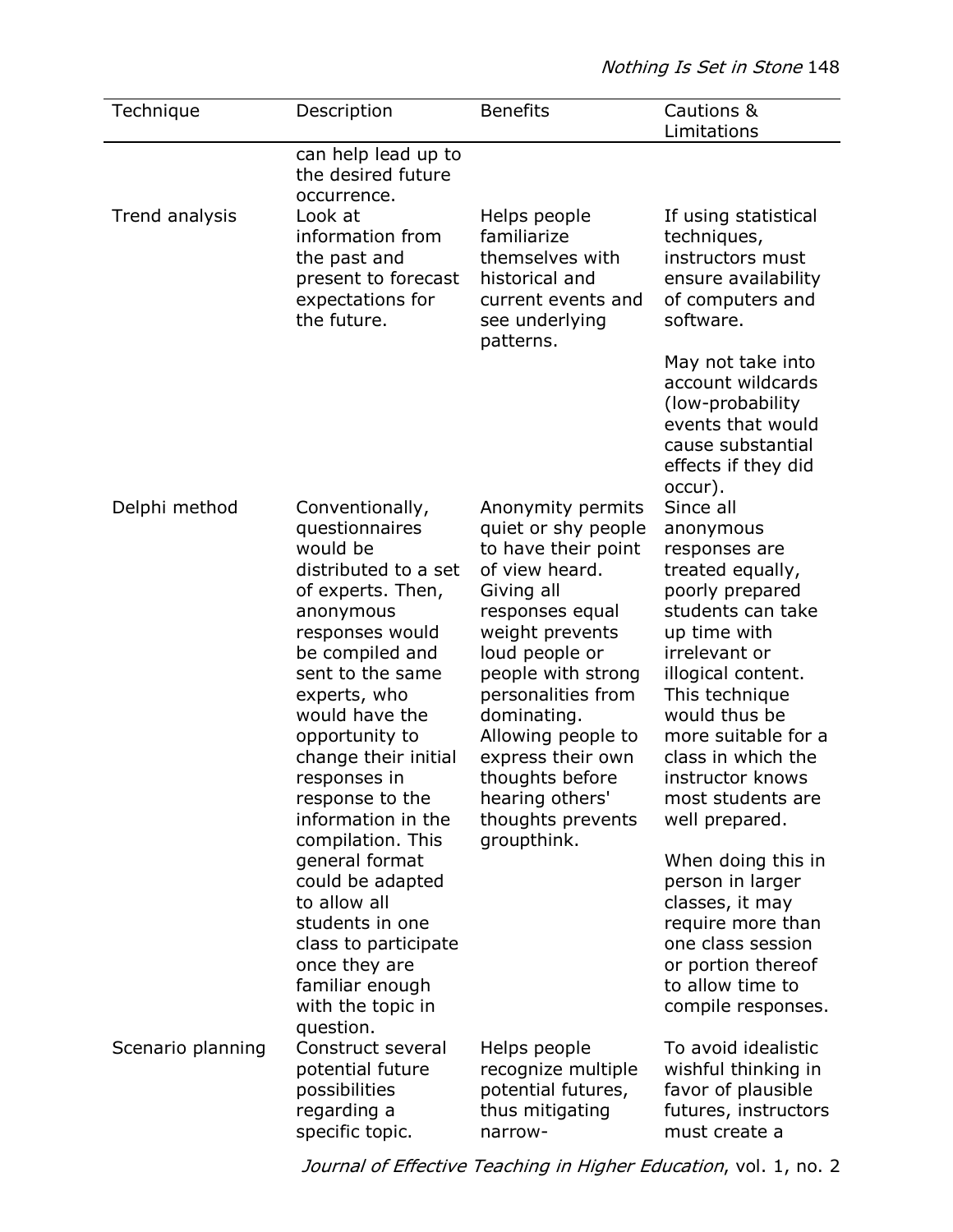| Technique | Description | Benefits | Cautions & Limitations |
|---|---|---|---|
| | can help lead up to the desired future occurrence. | | |
| Trend analysis | Look at information from the past and present to forecast expectations for the future. | Helps people familiarize themselves with historical and current events and see underlying patterns. | If using statistical techniques, instructors must ensure availability of computers and software.<br><br>May not take into account wildcards (low-probability events that would cause substantial effects if they did occur). |
| Delphi method | Conventionally, questionnaires would be distributed to a set of experts. Then, anonymous responses would be compiled and sent to the same experts, who would have the opportunity to change their initial responses in response to the information in the compilation. This general format could be adapted to allow all students in one class to participate once they are familiar enough with the topic in question. | Anonymity permits quiet or shy people to have their point of view heard. Giving all responses equal weight prevents loud people or people with strong personalities from dominating. Allowing people to express their own thoughts before hearing others' thoughts prevents groupthink. | Since all anonymous responses are treated equally, poorly prepared students can take up time with irrelevant or illogical content. This technique would thus be more suitable for a class in which the instructor knows most students are well prepared.<br><br>When doing this in person in larger classes, it may require more than one class session or portion thereof to allow time to compile responses. |
| Scenario planning | Construct several potential future possibilities regarding a specific topic. | Helps people recognize multiple potential futures, thus mitigating narrow- | To avoid idealistic wishful thinking in favor of plausible futures, instructors must create a |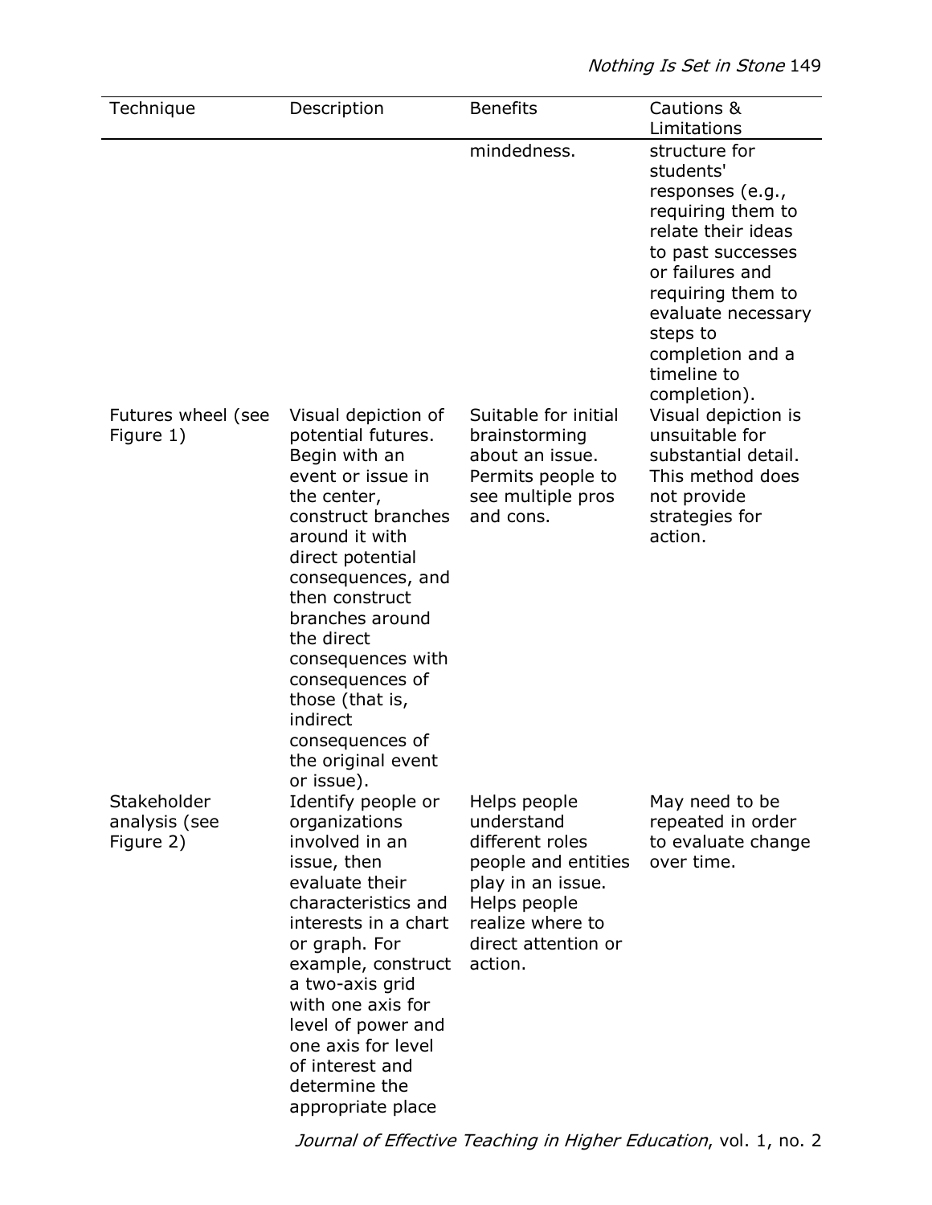| Technique | Description | Benefits | Cautions & Limitations |
| --- | --- | --- | --- |
| | | mindedness. | structure for students' responses (e.g., requiring them to relate their ideas to past successes or failures and requiring them to evaluate necessary steps to completion and a timeline to completion). |
| Futures wheel (see Figure 1) | Visual depiction of potential futures. Begin with an event or issue in the center, construct branches around it with direct potential consequences, and then construct branches around the direct consequences with consequences of those (that is, indirect consequences of the original event or issue). | Suitable for initial brainstorming about an issue. Permits people to see multiple pros and cons. | Visual depiction is unsuitable for substantial detail. This method does not provide strategies for action. |
| Stakeholder analysis (see Figure 2) | Identify people or organizations involved in an issue, then evaluate their characteristics and interests in a chart or graph. For example, construct a two-axis grid with one axis for level of power and one axis for level of interest and determine the appropriate place | Helps people understand different roles people and entities play in an issue. Helps people realize where to direct attention or action. | May need to be repeated in order to evaluate change over time. |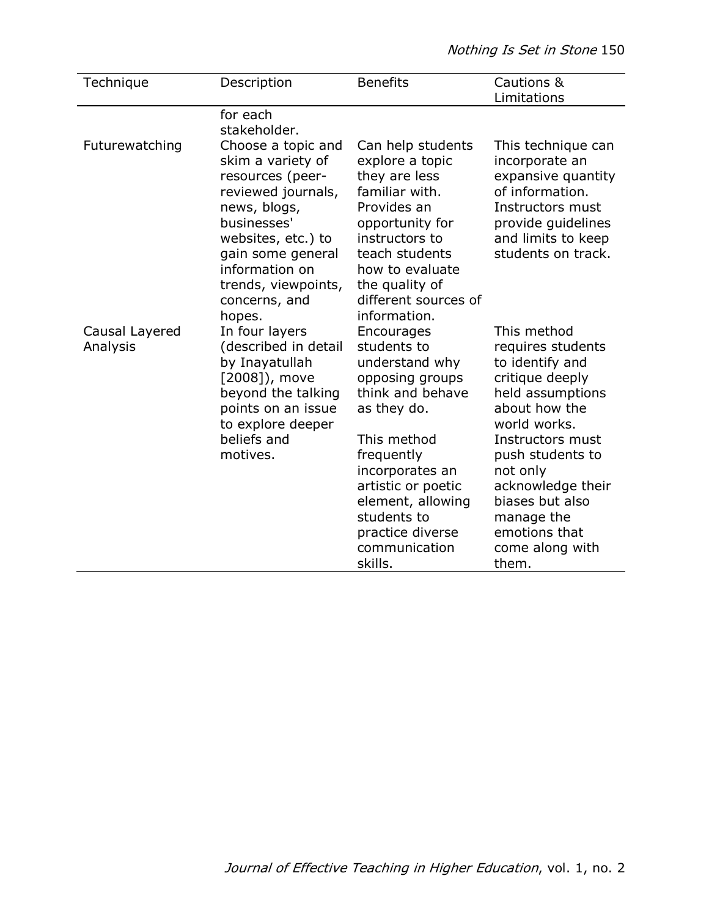| Technique | Description | Benefits | Cautions & Limitations |
| --- | --- | --- | --- |
| | for each stakeholder. | | |
| Futurewatching | Choose a topic and skim a variety of resources (peer-reviewed journals, news, blogs, businesses' websites, etc.) to gain some general information on trends, viewpoints, concerns, and hopes. | Can help students explore a topic they are less familiar with. Provides an opportunity for instructors to teach students how to evaluate the quality of different sources of information. | This technique can incorporate an expansive quantity of information. Instructors must provide guidelines and limits to keep students on track. |
| Causal Layered Analysis | In four layers (described in detail by Inayatullah [2008]), move beyond the talking points on an issue to explore deeper beliefs and motives. | Encourages students to understand why opposing groups think and behave as they do. This method frequently incorporates an artistic or poetic element, allowing students to practice diverse communication skills. | This method requires students to identify and critique deeply held assumptions about how the world works. Instructors must push students to not only acknowledge their biases but also manage the emotions that come along with them. |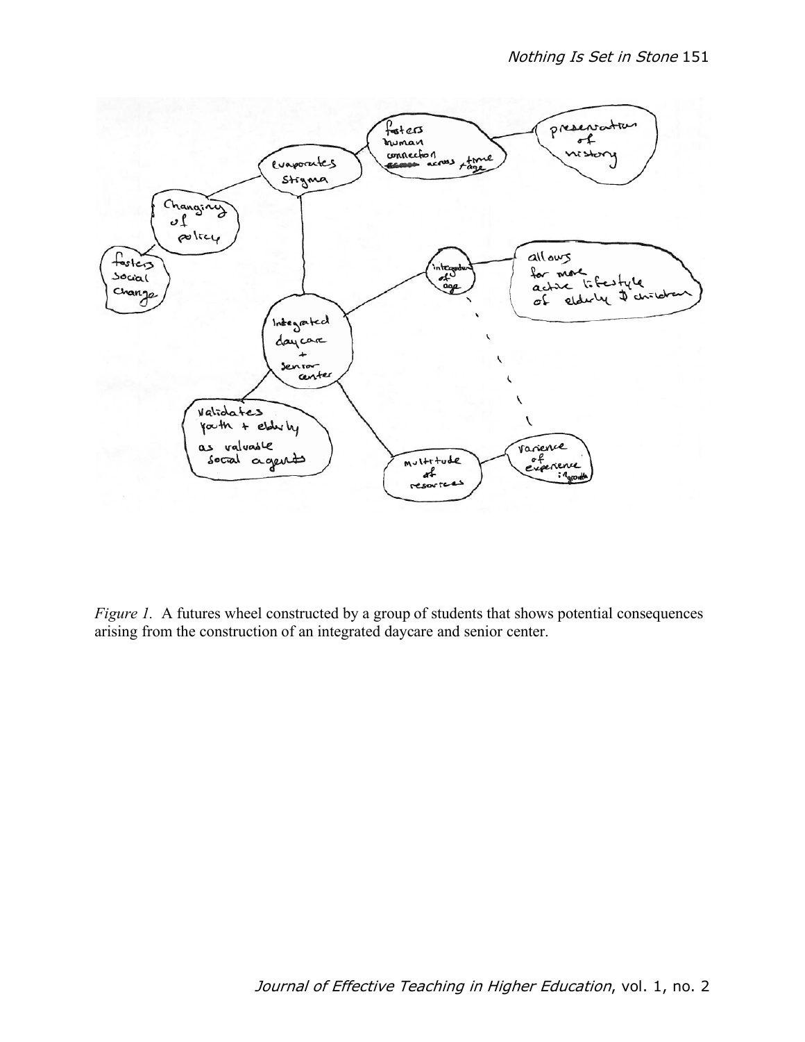*Figure 1.* A futures wheel constructed by a group of students that shows potential consequences arising from the construction of an integrated daycare and senior center.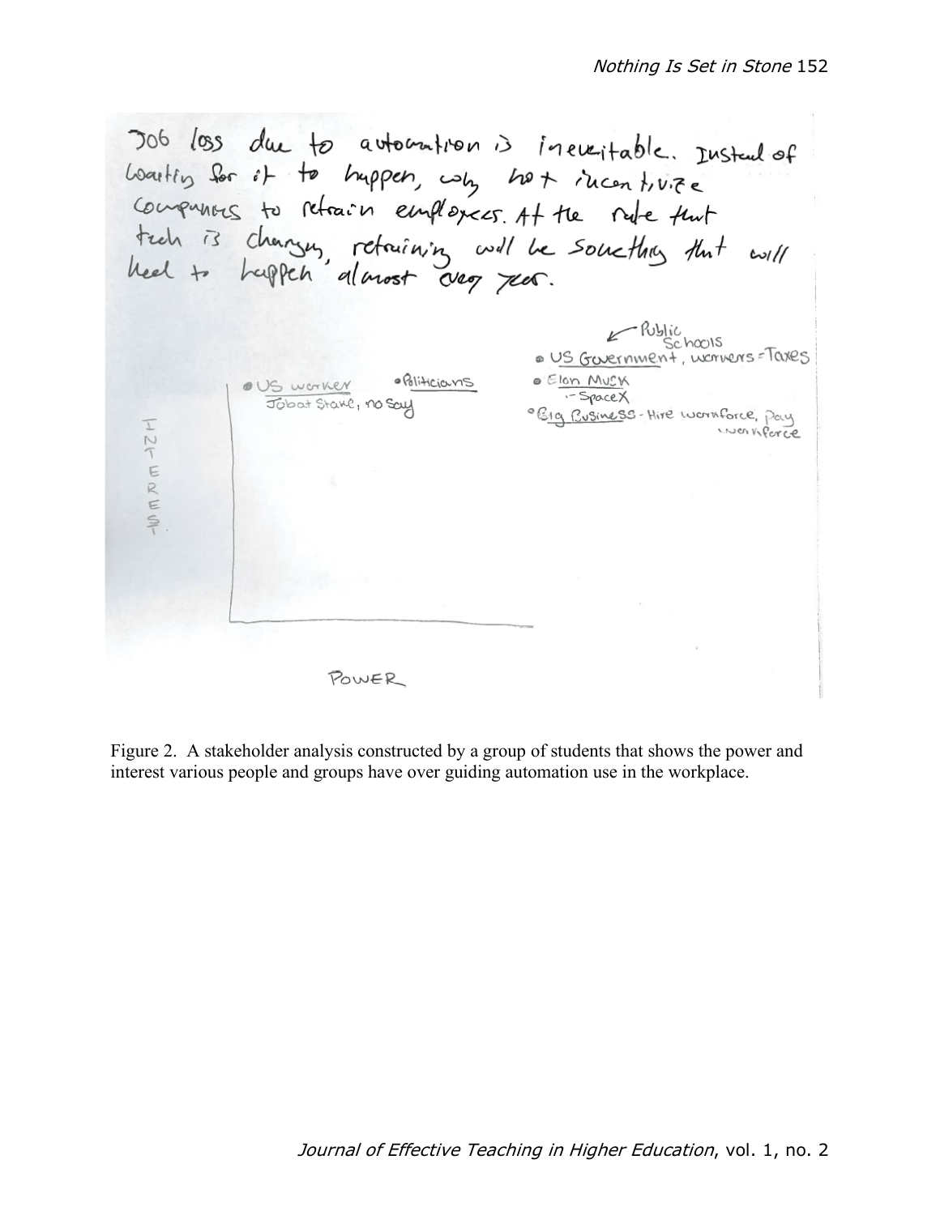Job loss due to automation is inevitable. Instead of waiting for it to happen, why not incentivize companies to retrain employees. At the rate that tech is changing, retraining will be something that will need to happen almost every year.

Public Schools

US Government, workers = Taxes

US worker
Job at stake, no say

Politicians

Elon Musk
- SpaceX

Big Business - Hire workforce, pay workforce

INTEREST

POWER

Figure 2. A stakeholder analysis constructed by a group of students that shows the power and interest various people and groups have over guiding automation use in the workplace.